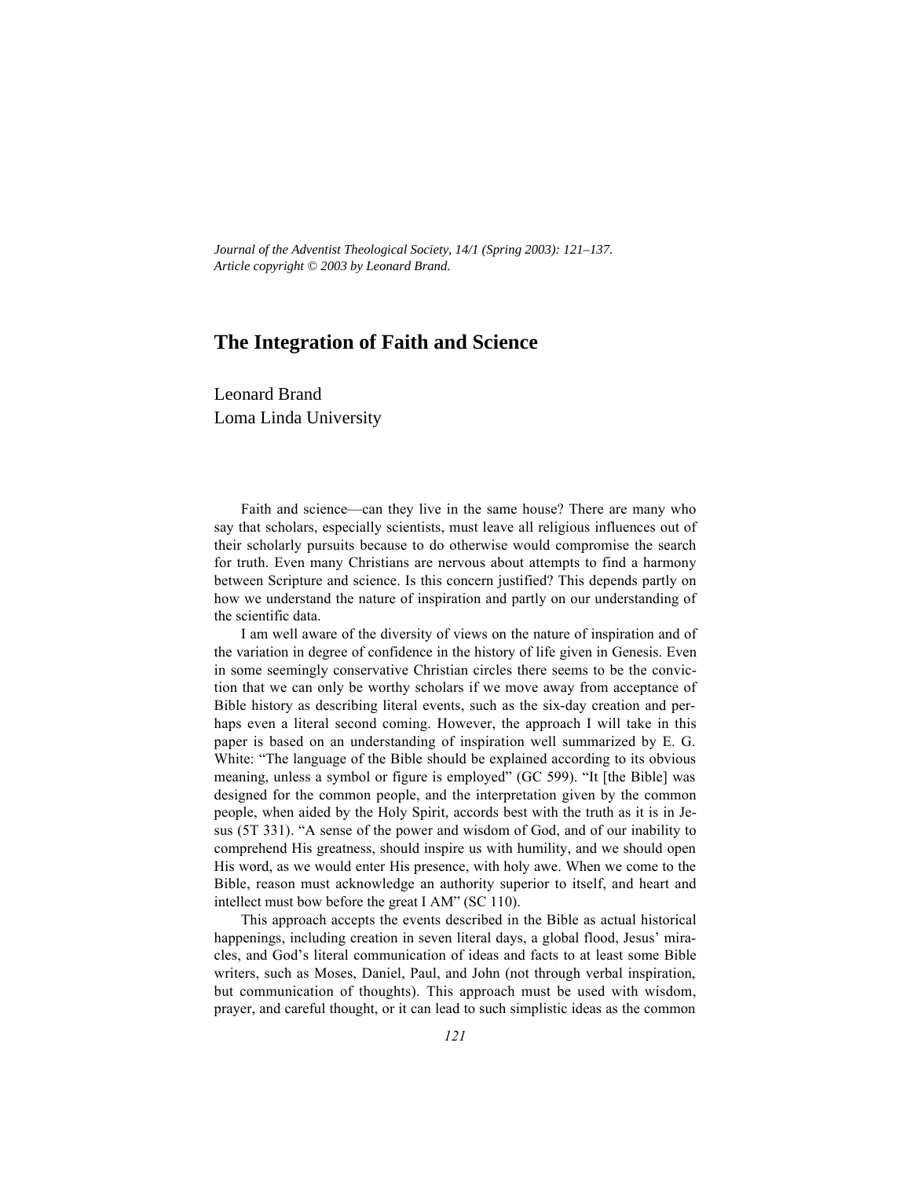*Journal of the Adventist Theological Society, 14/1 (Spring 2003): 121–137.*
*Article copyright © 2003 by Leonard Brand.*

# The Integration of Faith and Science

Leonard Brand
Loma Linda University

Faith and science—can they live in the same house? There are many who say that scholars, especially scientists, must leave all religious influences out of their scholarly pursuits because to do otherwise would compromise the search for truth. Even many Christians are nervous about attempts to find a harmony between Scripture and science. Is this concern justified? This depends partly on how we understand the nature of inspiration and partly on our understanding of the scientific data.

I am well aware of the diversity of views on the nature of inspiration and of the variation in degree of confidence in the history of life given in Genesis. Even in some seemingly conservative Christian circles there seems to be the conviction that we can only be worthy scholars if we move away from acceptance of Bible history as describing literal events, such as the six-day creation and perhaps even a literal second coming. However, the approach I will take in this paper is based on an understanding of inspiration well summarized by E. G. White: "The language of the Bible should be explained according to its obvious meaning, unless a symbol or figure is employed" (GC 599). "It [the Bible] was designed for the common people, and the interpretation given by the common people, when aided by the Holy Spirit, accords best with the truth as it is in Jesus (5T 331). "A sense of the power and wisdom of God, and of our inability to comprehend His greatness, should inspire us with humility, and we should open His word, as we would enter His presence, with holy awe. When we come to the Bible, reason must acknowledge an authority superior to itself, and heart and intellect must bow before the great I AM" (SC 110).

This approach accepts the events described in the Bible as actual historical happenings, including creation in seven literal days, a global flood, Jesus' miracles, and God's literal communication of ideas and facts to at least some Bible writers, such as Moses, Daniel, Paul, and John (not through verbal inspiration, but communication of thoughts). This approach must be used with wisdom, prayer, and careful thought, or it can lead to such simplistic ideas as the common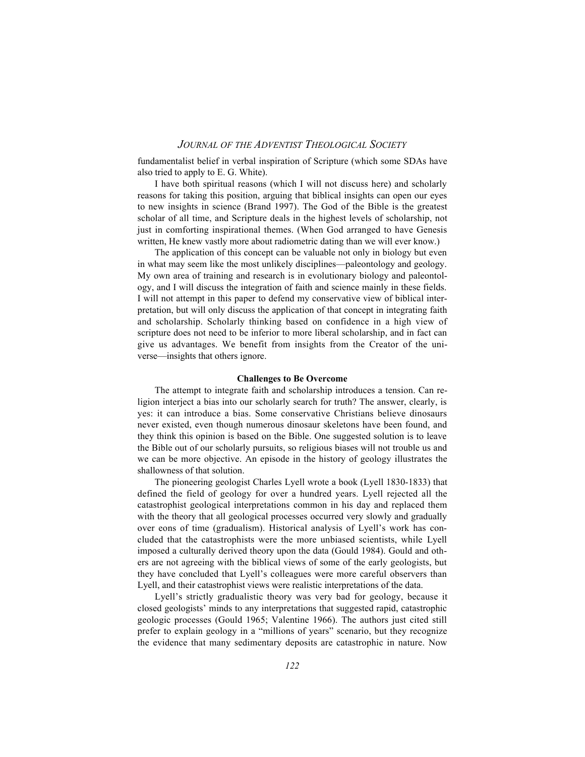fundamentalist belief in verbal inspiration of Scripture (which some SDAs have also tried to apply to E. G. White).

I have both spiritual reasons (which I will not discuss here) and scholarly reasons for taking this position, arguing that biblical insights can open our eyes to new insights in science (Brand 1997). The God of the Bible is the greatest scholar of all time, and Scripture deals in the highest levels of scholarship, not just in comforting inspirational themes. (When God arranged to have Genesis written, He knew vastly more about radiometric dating than we will ever know.)

The application of this concept can be valuable not only in biology but even in what may seem like the most unlikely disciplines—paleontology and geology. My own area of training and research is in evolutionary biology and paleontology, and I will discuss the integration of faith and science mainly in these fields. I will not attempt in this paper to defend my conservative view of biblical interpretation, but will only discuss the application of that concept in integrating faith and scholarship. Scholarly thinking based on confidence in a high view of scripture does not need to be inferior to more liberal scholarship, and in fact can give us advantages. We benefit from insights from the Creator of the universe—insights that others ignore.

### Challenges to Be Overcome

The attempt to integrate faith and scholarship introduces a tension. Can religion interject a bias into our scholarly search for truth? The answer, clearly, is yes: it can introduce a bias. Some conservative Christians believe dinosaurs never existed, even though numerous dinosaur skeletons have been found, and they think this opinion is based on the Bible. One suggested solution is to leave the Bible out of our scholarly pursuits, so religious biases will not trouble us and we can be more objective. An episode in the history of geology illustrates the shallowness of that solution.

The pioneering geologist Charles Lyell wrote a book (Lyell 1830-1833) that defined the field of geology for over a hundred years. Lyell rejected all the catastrophist geological interpretations common in his day and replaced them with the theory that all geological processes occurred very slowly and gradually over eons of time (gradualism). Historical analysis of Lyell's work has concluded that the catastrophists were the more unbiased scientists, while Lyell imposed a culturally derived theory upon the data (Gould 1984). Gould and others are not agreeing with the biblical views of some of the early geologists, but they have concluded that Lyell's colleagues were more careful observers than Lyell, and their catastrophist views were realistic interpretations of the data.

Lyell's strictly gradualistic theory was very bad for geology, because it closed geologists' minds to any interpretations that suggested rapid, catastrophic geologic processes (Gould 1965; Valentine 1966). The authors just cited still prefer to explain geology in a "millions of years" scenario, but they recognize the evidence that many sedimentary deposits are catastrophic in nature. Now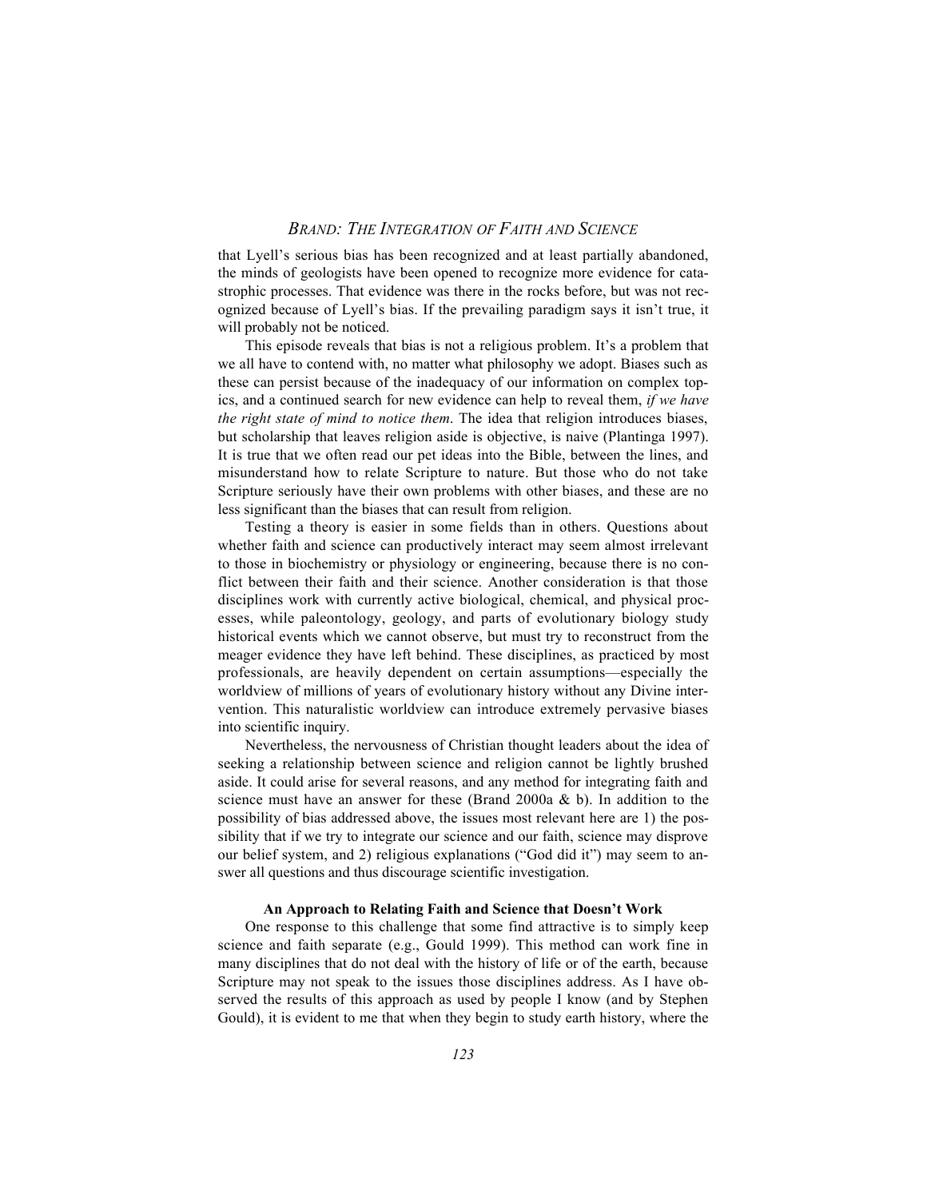that Lyell's serious bias has been recognized and at least partially abandoned, the minds of geologists have been opened to recognize more evidence for catastrophic processes. That evidence was there in the rocks before, but was not recognized because of Lyell's bias. If the prevailing paradigm says it isn't true, it will probably not be noticed.

This episode reveals that bias is not a religious problem. It's a problem that we all have to contend with, no matter what philosophy we adopt. Biases such as these can persist because of the inadequacy of our information on complex topics, and a continued search for new evidence can help to reveal them, *if we have the right state of mind to notice them*. The idea that religion introduces biases, but scholarship that leaves religion aside is objective, is naive (Plantinga 1997). It is true that we often read our pet ideas into the Bible, between the lines, and misunderstand how to relate Scripture to nature. But those who do not take Scripture seriously have their own problems with other biases, and these are no less significant than the biases that can result from religion.

Testing a theory is easier in some fields than in others. Questions about whether faith and science can productively interact may seem almost irrelevant to those in biochemistry or physiology or engineering, because there is no conflict between their faith and their science. Another consideration is that those disciplines work with currently active biological, chemical, and physical processes, while paleontology, geology, and parts of evolutionary biology study historical events which we cannot observe, but must try to reconstruct from the meager evidence they have left behind. These disciplines, as practiced by most professionals, are heavily dependent on certain assumptions—especially the worldview of millions of years of evolutionary history without any Divine intervention. This naturalistic worldview can introduce extremely pervasive biases into scientific inquiry.

Nevertheless, the nervousness of Christian thought leaders about the idea of seeking a relationship between science and religion cannot be lightly brushed aside. It could arise for several reasons, and any method for integrating faith and science must have an answer for these (Brand 2000a & b). In addition to the possibility of bias addressed above, the issues most relevant here are 1) the possibility that if we try to integrate our science and our faith, science may disprove our belief system, and 2) religious explanations ("God did it") may seem to answer all questions and thus discourage scientific investigation.

### An Approach to Relating Faith and Science that Doesn't Work

One response to this challenge that some find attractive is to simply keep science and faith separate (e.g., Gould 1999). This method can work fine in many disciplines that do not deal with the history of life or of the earth, because Scripture may not speak to the issues those disciplines address. As I have observed the results of this approach as used by people I know (and by Stephen Gould), it is evident to me that when they begin to study earth history, where the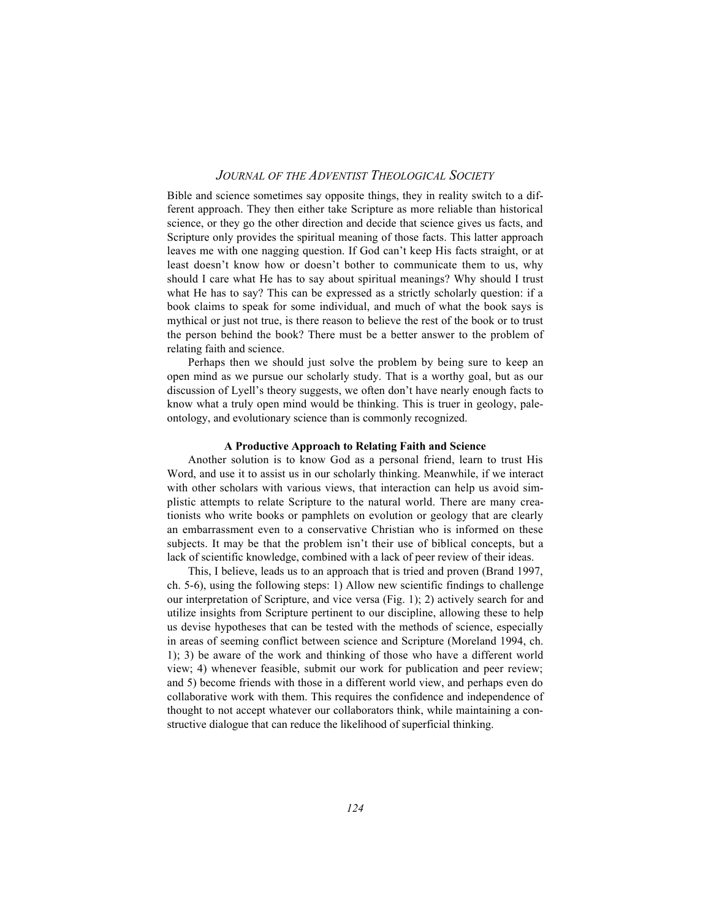Bible and science sometimes say opposite things, they in reality switch to a different approach. They then either take Scripture as more reliable than historical science, or they go the other direction and decide that science gives us facts, and Scripture only provides the spiritual meaning of those facts. This latter approach leaves me with one nagging question. If God can't keep His facts straight, or at least doesn't know how or doesn't bother to communicate them to us, why should I care what He has to say about spiritual meanings? Why should I trust what He has to say? This can be expressed as a strictly scholarly question: if a book claims to speak for some individual, and much of what the book says is mythical or just not true, is there reason to believe the rest of the book or to trust the person behind the book? There must be a better answer to the problem of relating faith and science.

Perhaps then we should just solve the problem by being sure to keep an open mind as we pursue our scholarly study. That is a worthy goal, but as our discussion of Lyell's theory suggests, we often don't have nearly enough facts to know what a truly open mind would be thinking. This is truer in geology, paleontology, and evolutionary science than is commonly recognized.

### A Productive Approach to Relating Faith and Science

Another solution is to know God as a personal friend, learn to trust His Word, and use it to assist us in our scholarly thinking. Meanwhile, if we interact with other scholars with various views, that interaction can help us avoid simplistic attempts to relate Scripture to the natural world. There are many creationists who write books or pamphlets on evolution or geology that are clearly an embarrassment even to a conservative Christian who is informed on these subjects. It may be that the problem isn't their use of biblical concepts, but a lack of scientific knowledge, combined with a lack of peer review of their ideas.

This, I believe, leads us to an approach that is tried and proven (Brand 1997, ch. 5-6), using the following steps: 1) Allow new scientific findings to challenge our interpretation of Scripture, and vice versa (Fig. 1); 2) actively search for and utilize insights from Scripture pertinent to our discipline, allowing these to help us devise hypotheses that can be tested with the methods of science, especially in areas of seeming conflict between science and Scripture (Moreland 1994, ch. 1); 3) be aware of the work and thinking of those who have a different world view; 4) whenever feasible, submit our work for publication and peer review; and 5) become friends with those in a different world view, and perhaps even do collaborative work with them. This requires the confidence and independence of thought to not accept whatever our collaborators think, while maintaining a constructive dialogue that can reduce the likelihood of superficial thinking.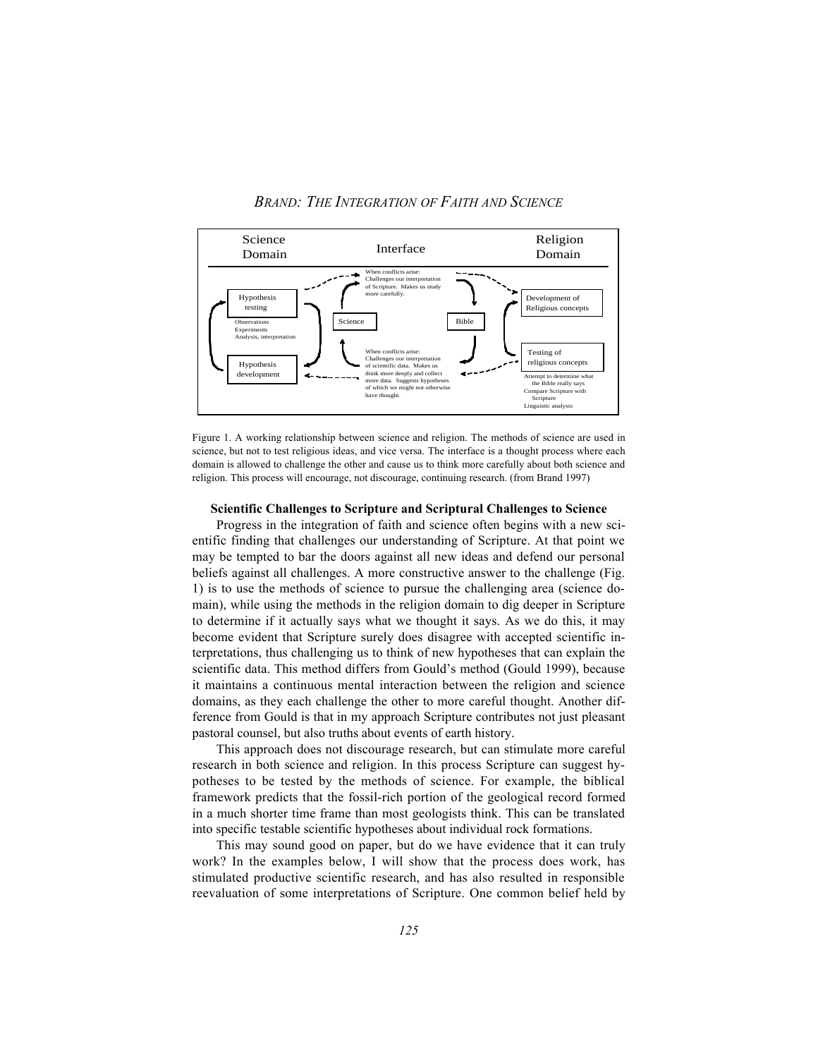| Science Domain | Interface | Religion Domain |
|---|---|---|
| Hypothesis testing | When conflicts arise: Challenges our interpretation of Scripture. Makes us study more carefully. | Development of Religious concepts |
| Observations, Experiments, Analysis, interpretation | Science — Bible | |
| Hypothesis development | When conflicts arise: Challenges our interpretation of scientific data. Makes us think more deeply and collect more data. Suggests hypotheses of which we might not otherwise have thought. | Testing of religious concepts: Attempt to determine what the Bible really says; Compare Scripture with Scripture; Linguistic analysis |

Figure 1. A working relationship between science and religion. The methods of science are used in science, but not to test religious ideas, and vice versa. The interface is a thought process where each domain is allowed to challenge the other and cause us to think more carefully about both science and religion. This process will encourage, not discourage, continuing research. (from Brand 1997)

### Scientific Challenges to Scripture and Scriptural Challenges to Science

Progress in the integration of faith and science often begins with a new scientific finding that challenges our understanding of Scripture. At that point we may be tempted to bar the doors against all new ideas and defend our personal beliefs against all challenges. A more constructive answer to the challenge (Fig. 1) is to use the methods of science to pursue the challenging area (science domain), while using the methods in the religion domain to dig deeper in Scripture to determine if it actually says what we thought it says. As we do this, it may become evident that Scripture surely does disagree with accepted scientific interpretations, thus challenging us to think of new hypotheses that can explain the scientific data. This method differs from Gould's method (Gould 1999), because it maintains a continuous mental interaction between the religion and science domains, as they each challenge the other to more careful thought. Another difference from Gould is that in my approach Scripture contributes not just pleasant pastoral counsel, but also truths about events of earth history.

This approach does not discourage research, but can stimulate more careful research in both science and religion. In this process Scripture can suggest hypotheses to be tested by the methods of science. For example, the biblical framework predicts that the fossil-rich portion of the geological record formed in a much shorter time frame than most geologists think. This can be translated into specific testable scientific hypotheses about individual rock formations.

This may sound good on paper, but do we have evidence that it can truly work? In the examples below, I will show that the process does work, has stimulated productive scientific research, and has also resulted in responsible reevaluation of some interpretations of Scripture. One common belief held by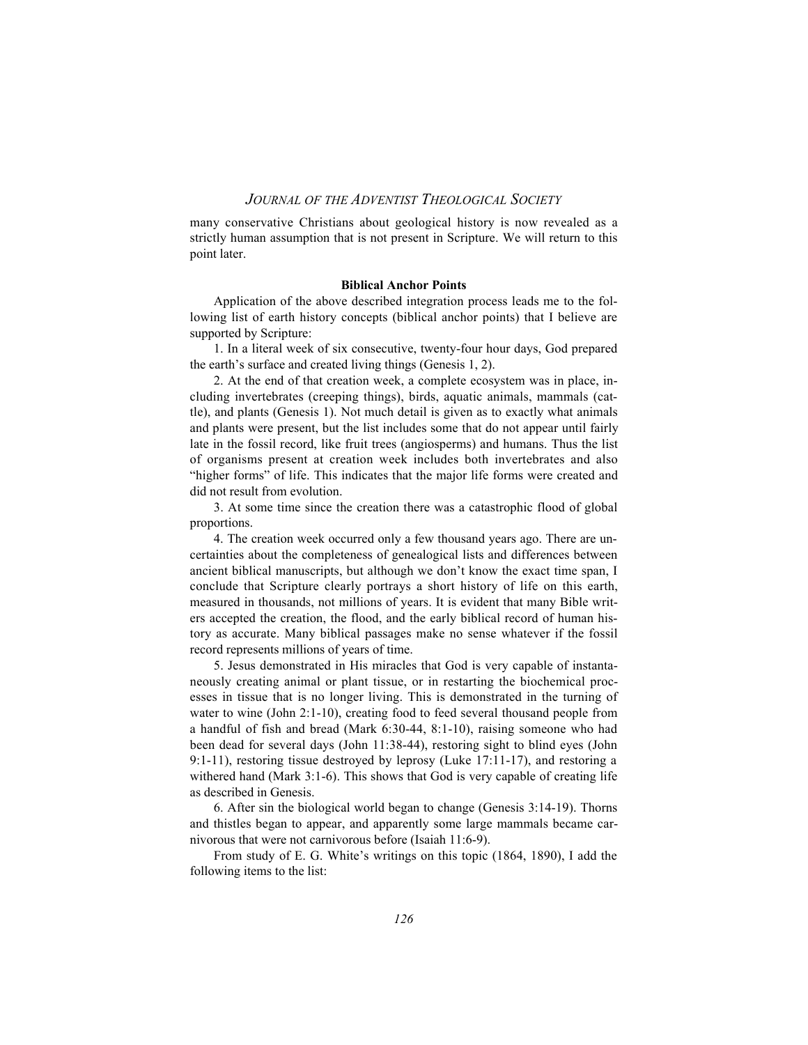many conservative Christians about geological history is now revealed as a strictly human assumption that is not present in Scripture. We will return to this point later.

### Biblical Anchor Points

Application of the above described integration process leads me to the following list of earth history concepts (biblical anchor points) that I believe are supported by Scripture:

1. In a literal week of six consecutive, twenty-four hour days, God prepared the earth's surface and created living things (Genesis 1, 2).

2. At the end of that creation week, a complete ecosystem was in place, including invertebrates (creeping things), birds, aquatic animals, mammals (cattle), and plants (Genesis 1). Not much detail is given as to exactly what animals and plants were present, but the list includes some that do not appear until fairly late in the fossil record, like fruit trees (angiosperms) and humans. Thus the list of organisms present at creation week includes both invertebrates and also "higher forms" of life. This indicates that the major life forms were created and did not result from evolution.

3. At some time since the creation there was a catastrophic flood of global proportions.

4. The creation week occurred only a few thousand years ago. There are uncertainties about the completeness of genealogical lists and differences between ancient biblical manuscripts, but although we don't know the exact time span, I conclude that Scripture clearly portrays a short history of life on this earth, measured in thousands, not millions of years. It is evident that many Bible writers accepted the creation, the flood, and the early biblical record of human history as accurate. Many biblical passages make no sense whatever if the fossil record represents millions of years of time.

5. Jesus demonstrated in His miracles that God is very capable of instantaneously creating animal or plant tissue, or in restarting the biochemical processes in tissue that is no longer living. This is demonstrated in the turning of water to wine (John 2:1-10), creating food to feed several thousand people from a handful of fish and bread (Mark 6:30-44, 8:1-10), raising someone who had been dead for several days (John 11:38-44), restoring sight to blind eyes (John 9:1-11), restoring tissue destroyed by leprosy (Luke 17:11-17), and restoring a withered hand (Mark 3:1-6). This shows that God is very capable of creating life as described in Genesis.

6. After sin the biological world began to change (Genesis 3:14-19). Thorns and thistles began to appear, and apparently some large mammals became carnivorous that were not carnivorous before (Isaiah 11:6-9).

From study of E. G. White's writings on this topic (1864, 1890), I add the following items to the list: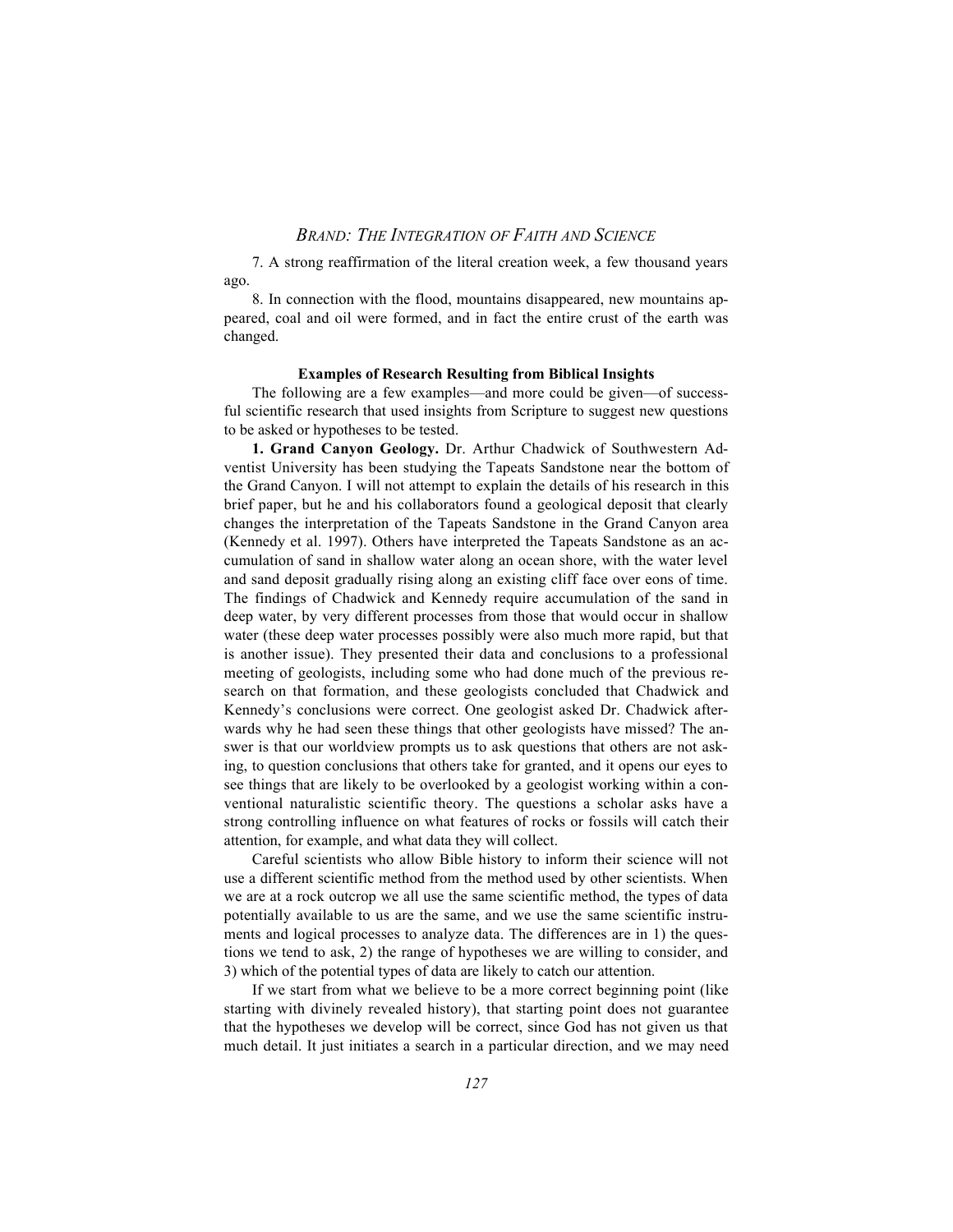7. A strong reaffirmation of the literal creation week, a few thousand years ago.

8. In connection with the flood, mountains disappeared, new mountains appeared, coal and oil were formed, and in fact the entire crust of the earth was changed.

### Examples of Research Resulting from Biblical Insights

The following are a few examples—and more could be given—of successful scientific research that used insights from Scripture to suggest new questions to be asked or hypotheses to be tested.

**1. Grand Canyon Geology.** Dr. Arthur Chadwick of Southwestern Adventist University has been studying the Tapeats Sandstone near the bottom of the Grand Canyon. I will not attempt to explain the details of his research in this brief paper, but he and his collaborators found a geological deposit that clearly changes the interpretation of the Tapeats Sandstone in the Grand Canyon area (Kennedy et al. 1997). Others have interpreted the Tapeats Sandstone as an accumulation of sand in shallow water along an ocean shore, with the water level and sand deposit gradually rising along an existing cliff face over eons of time. The findings of Chadwick and Kennedy require accumulation of the sand in deep water, by very different processes from those that would occur in shallow water (these deep water processes possibly were also much more rapid, but that is another issue). They presented their data and conclusions to a professional meeting of geologists, including some who had done much of the previous research on that formation, and these geologists concluded that Chadwick and Kennedy's conclusions were correct. One geologist asked Dr. Chadwick afterwards why he had seen these things that other geologists have missed? The answer is that our worldview prompts us to ask questions that others are not asking, to question conclusions that others take for granted, and it opens our eyes to see things that are likely to be overlooked by a geologist working within a conventional naturalistic scientific theory. The questions a scholar asks have a strong controlling influence on what features of rocks or fossils will catch their attention, for example, and what data they will collect.

Careful scientists who allow Bible history to inform their science will not use a different scientific method from the method used by other scientists. When we are at a rock outcrop we all use the same scientific method, the types of data potentially available to us are the same, and we use the same scientific instruments and logical processes to analyze data. The differences are in 1) the questions we tend to ask, 2) the range of hypotheses we are willing to consider, and 3) which of the potential types of data are likely to catch our attention.

If we start from what we believe to be a more correct beginning point (like starting with divinely revealed history), that starting point does not guarantee that the hypotheses we develop will be correct, since God has not given us that much detail. It just initiates a search in a particular direction, and we may need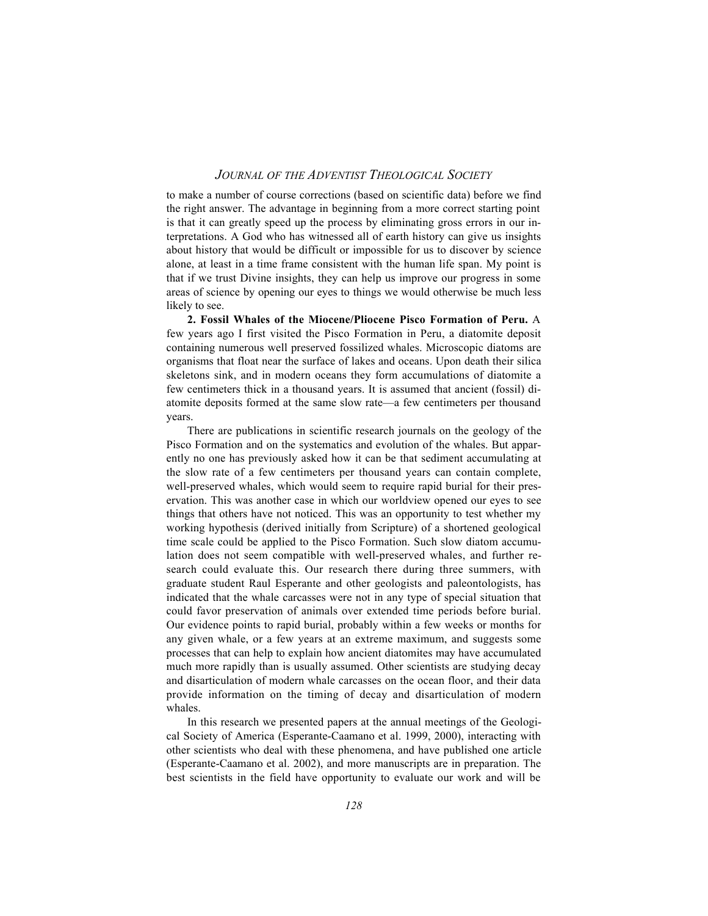to make a number of course corrections (based on scientific data) before we find the right answer. The advantage in beginning from a more correct starting point is that it can greatly speed up the process by eliminating gross errors in our interpretations. A God who has witnessed all of earth history can give us insights about history that would be difficult or impossible for us to discover by science alone, at least in a time frame consistent with the human life span. My point is that if we trust Divine insights, they can help us improve our progress in some areas of science by opening our eyes to things we would otherwise be much less likely to see.

**2. Fossil Whales of the Miocene/Pliocene Pisco Formation of Peru.** A few years ago I first visited the Pisco Formation in Peru, a diatomite deposit containing numerous well preserved fossilized whales. Microscopic diatoms are organisms that float near the surface of lakes and oceans. Upon death their silica skeletons sink, and in modern oceans they form accumulations of diatomite a few centimeters thick in a thousand years. It is assumed that ancient (fossil) diatomite deposits formed at the same slow rate—a few centimeters per thousand years.

There are publications in scientific research journals on the geology of the Pisco Formation and on the systematics and evolution of the whales. But apparently no one has previously asked how it can be that sediment accumulating at the slow rate of a few centimeters per thousand years can contain complete, well-preserved whales, which would seem to require rapid burial for their preservation. This was another case in which our worldview opened our eyes to see things that others have not noticed. This was an opportunity to test whether my working hypothesis (derived initially from Scripture) of a shortened geological time scale could be applied to the Pisco Formation. Such slow diatom accumulation does not seem compatible with well-preserved whales, and further research could evaluate this. Our research there during three summers, with graduate student Raul Esperante and other geologists and paleontologists, has indicated that the whale carcasses were not in any type of special situation that could favor preservation of animals over extended time periods before burial. Our evidence points to rapid burial, probably within a few weeks or months for any given whale, or a few years at an extreme maximum, and suggests some processes that can help to explain how ancient diatomites may have accumulated much more rapidly than is usually assumed. Other scientists are studying decay and disarticulation of modern whale carcasses on the ocean floor, and their data provide information on the timing of decay and disarticulation of modern whales.

In this research we presented papers at the annual meetings of the Geological Society of America (Esperante-Caamano et al. 1999, 2000), interacting with other scientists who deal with these phenomena, and have published one article (Esperante-Caamano et al. 2002), and more manuscripts are in preparation. The best scientists in the field have opportunity to evaluate our work and will be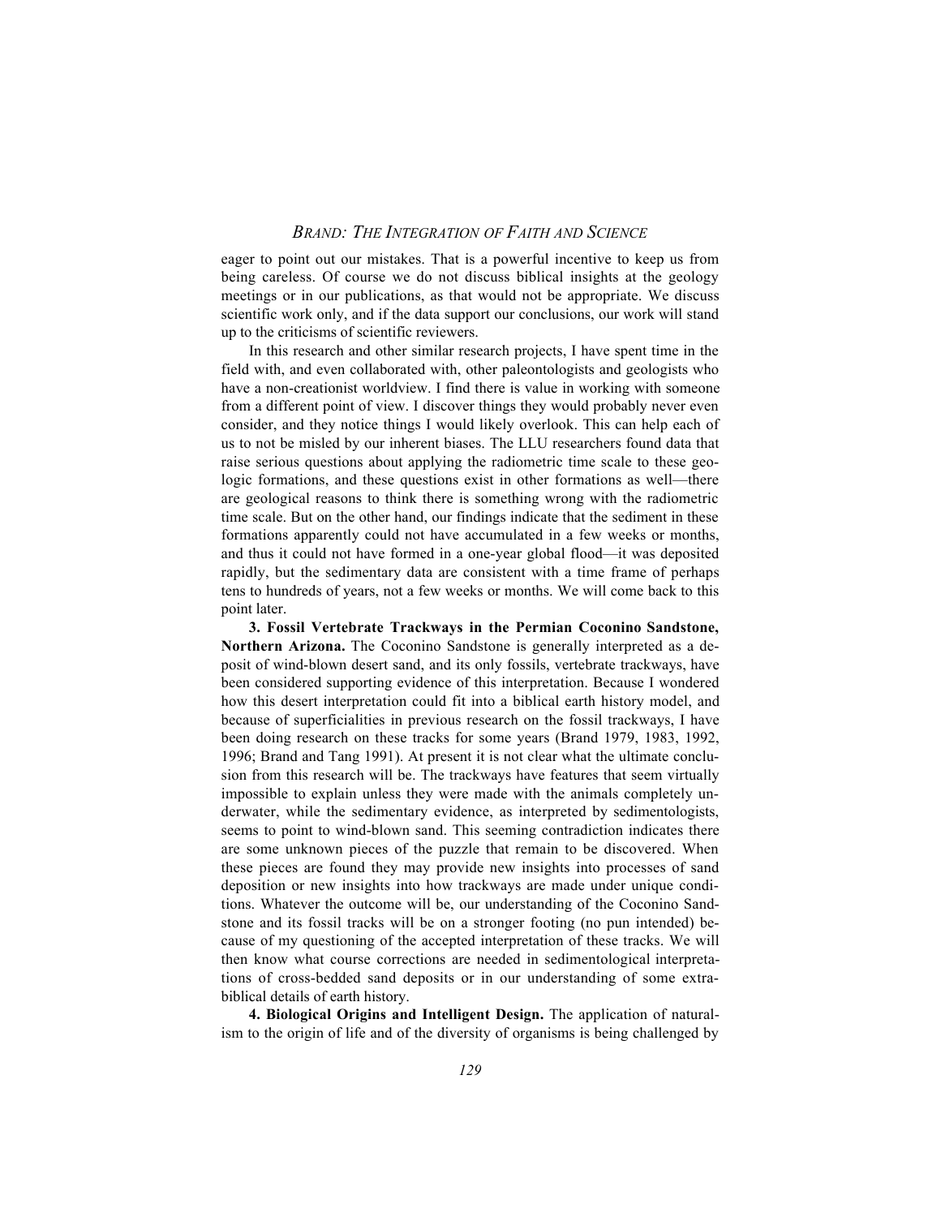eager to point out our mistakes. That is a powerful incentive to keep us from being careless. Of course we do not discuss biblical insights at the geology meetings or in our publications, as that would not be appropriate. We discuss scientific work only, and if the data support our conclusions, our work will stand up to the criticisms of scientific reviewers.

In this research and other similar research projects, I have spent time in the field with, and even collaborated with, other paleontologists and geologists who have a non-creationist worldview. I find there is value in working with someone from a different point of view. I discover things they would probably never even consider, and they notice things I would likely overlook. This can help each of us to not be misled by our inherent biases. The LLU researchers found data that raise serious questions about applying the radiometric time scale to these geologic formations, and these questions exist in other formations as well—there are geological reasons to think there is something wrong with the radiometric time scale. But on the other hand, our findings indicate that the sediment in these formations apparently could not have accumulated in a few weeks or months, and thus it could not have formed in a one-year global flood—it was deposited rapidly, but the sedimentary data are consistent with a time frame of perhaps tens to hundreds of years, not a few weeks or months. We will come back to this point later.

**3. Fossil Vertebrate Trackways in the Permian Coconino Sandstone, Northern Arizona.** The Coconino Sandstone is generally interpreted as a deposit of wind-blown desert sand, and its only fossils, vertebrate trackways, have been considered supporting evidence of this interpretation. Because I wondered how this desert interpretation could fit into a biblical earth history model, and because of superficialities in previous research on the fossil trackways, I have been doing research on these tracks for some years (Brand 1979, 1983, 1992, 1996; Brand and Tang 1991). At present it is not clear what the ultimate conclusion from this research will be. The trackways have features that seem virtually impossible to explain unless they were made with the animals completely underwater, while the sedimentary evidence, as interpreted by sedimentologists, seems to point to wind-blown sand. This seeming contradiction indicates there are some unknown pieces of the puzzle that remain to be discovered. When these pieces are found they may provide new insights into processes of sand deposition or new insights into how trackways are made under unique conditions. Whatever the outcome will be, our understanding of the Coconino Sandstone and its fossil tracks will be on a stronger footing (no pun intended) because of my questioning of the accepted interpretation of these tracks. We will then know what course corrections are needed in sedimentological interpretations of cross-bedded sand deposits or in our understanding of some extra-biblical details of earth history.

**4. Biological Origins and Intelligent Design.** The application of naturalism to the origin of life and of the diversity of organisms is being challenged by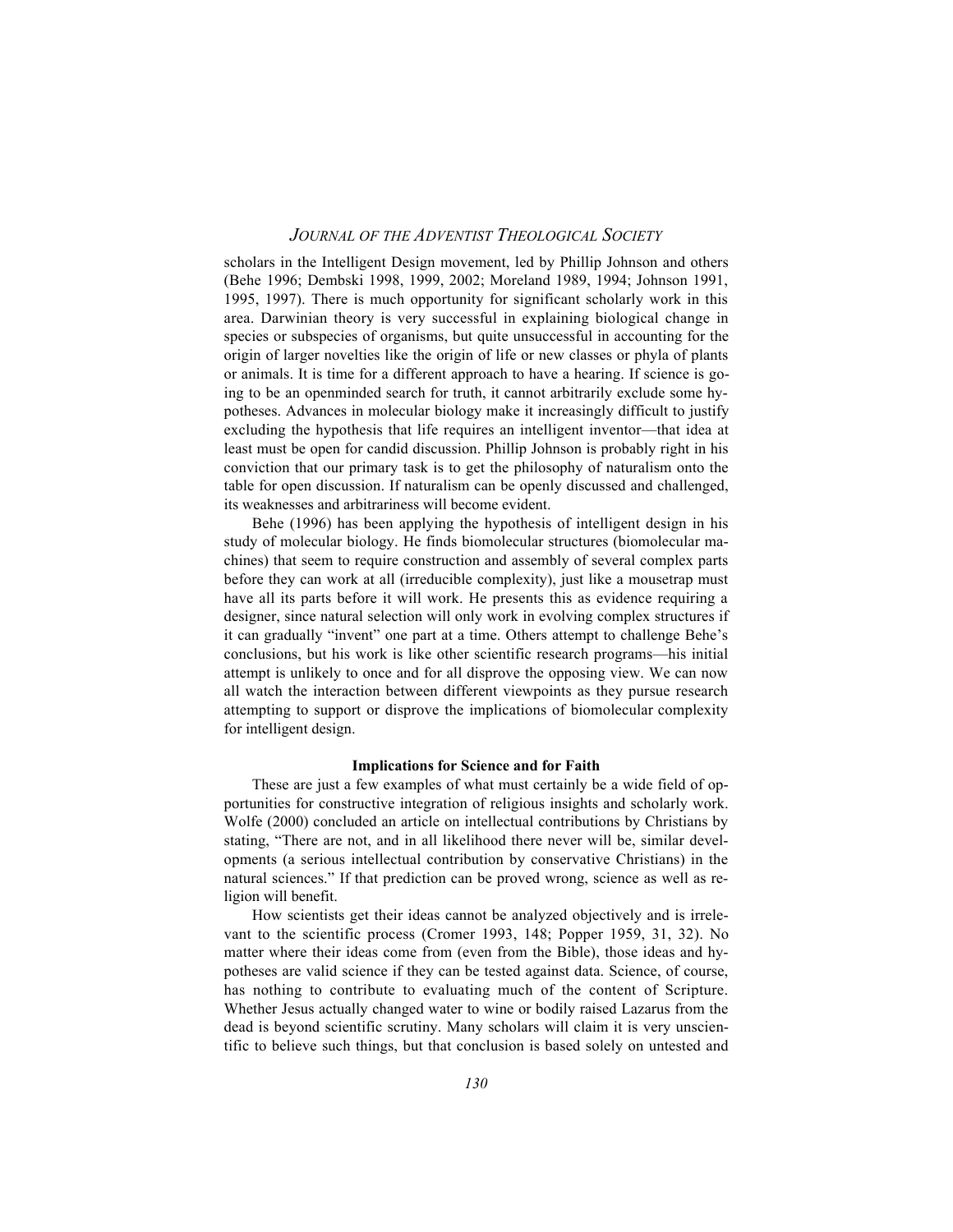scholars in the Intelligent Design movement, led by Phillip Johnson and others (Behe 1996; Dembski 1998, 1999, 2002; Moreland 1989, 1994; Johnson 1991, 1995, 1997). There is much opportunity for significant scholarly work in this area. Darwinian theory is very successful in explaining biological change in species or subspecies of organisms, but quite unsuccessful in accounting for the origin of larger novelties like the origin of life or new classes or phyla of plants or animals. It is time for a different approach to have a hearing. If science is going to be an openminded search for truth, it cannot arbitrarily exclude some hypotheses. Advances in molecular biology make it increasingly difficult to justify excluding the hypothesis that life requires an intelligent inventor—that idea at least must be open for candid discussion. Phillip Johnson is probably right in his conviction that our primary task is to get the philosophy of naturalism onto the table for open discussion. If naturalism can be openly discussed and challenged, its weaknesses and arbitrariness will become evident.

Behe (1996) has been applying the hypothesis of intelligent design in his study of molecular biology. He finds biomolecular structures (biomolecular machines) that seem to require construction and assembly of several complex parts before they can work at all (irreducible complexity), just like a mousetrap must have all its parts before it will work. He presents this as evidence requiring a designer, since natural selection will only work in evolving complex structures if it can gradually "invent" one part at a time. Others attempt to challenge Behe's conclusions, but his work is like other scientific research programs—his initial attempt is unlikely to once and for all disprove the opposing view. We can now all watch the interaction between different viewpoints as they pursue research attempting to support or disprove the implications of biomolecular complexity for intelligent design.

### Implications for Science and for Faith

These are just a few examples of what must certainly be a wide field of opportunities for constructive integration of religious insights and scholarly work. Wolfe (2000) concluded an article on intellectual contributions by Christians by stating, "There are not, and in all likelihood there never will be, similar developments (a serious intellectual contribution by conservative Christians) in the natural sciences." If that prediction can be proved wrong, science as well as religion will benefit.

How scientists get their ideas cannot be analyzed objectively and is irrelevant to the scientific process (Cromer 1993, 148; Popper 1959, 31, 32). No matter where their ideas come from (even from the Bible), those ideas and hypotheses are valid science if they can be tested against data. Science, of course, has nothing to contribute to evaluating much of the content of Scripture. Whether Jesus actually changed water to wine or bodily raised Lazarus from the dead is beyond scientific scrutiny. Many scholars will claim it is very unscientific to believe such things, but that conclusion is based solely on untested and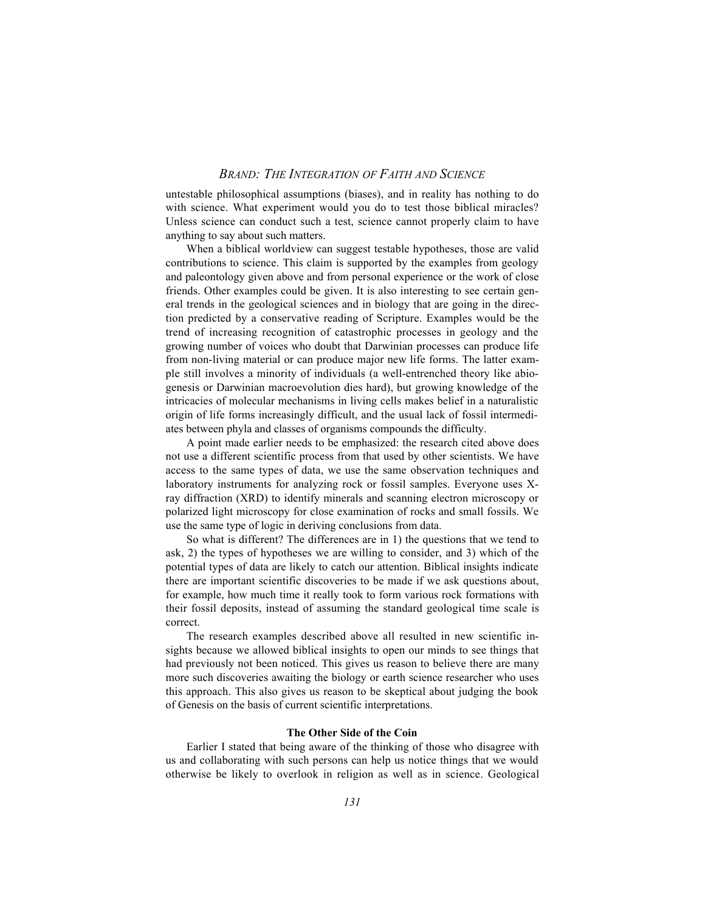untestable philosophical assumptions (biases), and in reality has nothing to do with science. What experiment would you do to test those biblical miracles? Unless science can conduct such a test, science cannot properly claim to have anything to say about such matters.

When a biblical worldview can suggest testable hypotheses, those are valid contributions to science. This claim is supported by the examples from geology and paleontology given above and from personal experience or the work of close friends. Other examples could be given. It is also interesting to see certain general trends in the geological sciences and in biology that are going in the direction predicted by a conservative reading of Scripture. Examples would be the trend of increasing recognition of catastrophic processes in geology and the growing number of voices who doubt that Darwinian processes can produce life from non-living material or can produce major new life forms. The latter example still involves a minority of individuals (a well-entrenched theory like abiogenesis or Darwinian macroevolution dies hard), but growing knowledge of the intricacies of molecular mechanisms in living cells makes belief in a naturalistic origin of life forms increasingly difficult, and the usual lack of fossil intermediates between phyla and classes of organisms compounds the difficulty.

A point made earlier needs to be emphasized: the research cited above does not use a different scientific process from that used by other scientists. We have access to the same types of data, we use the same observation techniques and laboratory instruments for analyzing rock or fossil samples. Everyone uses X-ray diffraction (XRD) to identify minerals and scanning electron microscopy or polarized light microscopy for close examination of rocks and small fossils. We use the same type of logic in deriving conclusions from data.

So what is different? The differences are in 1) the questions that we tend to ask, 2) the types of hypotheses we are willing to consider, and 3) which of the potential types of data are likely to catch our attention. Biblical insights indicate there are important scientific discoveries to be made if we ask questions about, for example, how much time it really took to form various rock formations with their fossil deposits, instead of assuming the standard geological time scale is correct.

The research examples described above all resulted in new scientific insights because we allowed biblical insights to open our minds to see things that had previously not been noticed. This gives us reason to believe there are many more such discoveries awaiting the biology or earth science researcher who uses this approach. This also gives us reason to be skeptical about judging the book of Genesis on the basis of current scientific interpretations.

### The Other Side of the Coin

Earlier I stated that being aware of the thinking of those who disagree with us and collaborating with such persons can help us notice things that we would otherwise be likely to overlook in religion as well as in science. Geological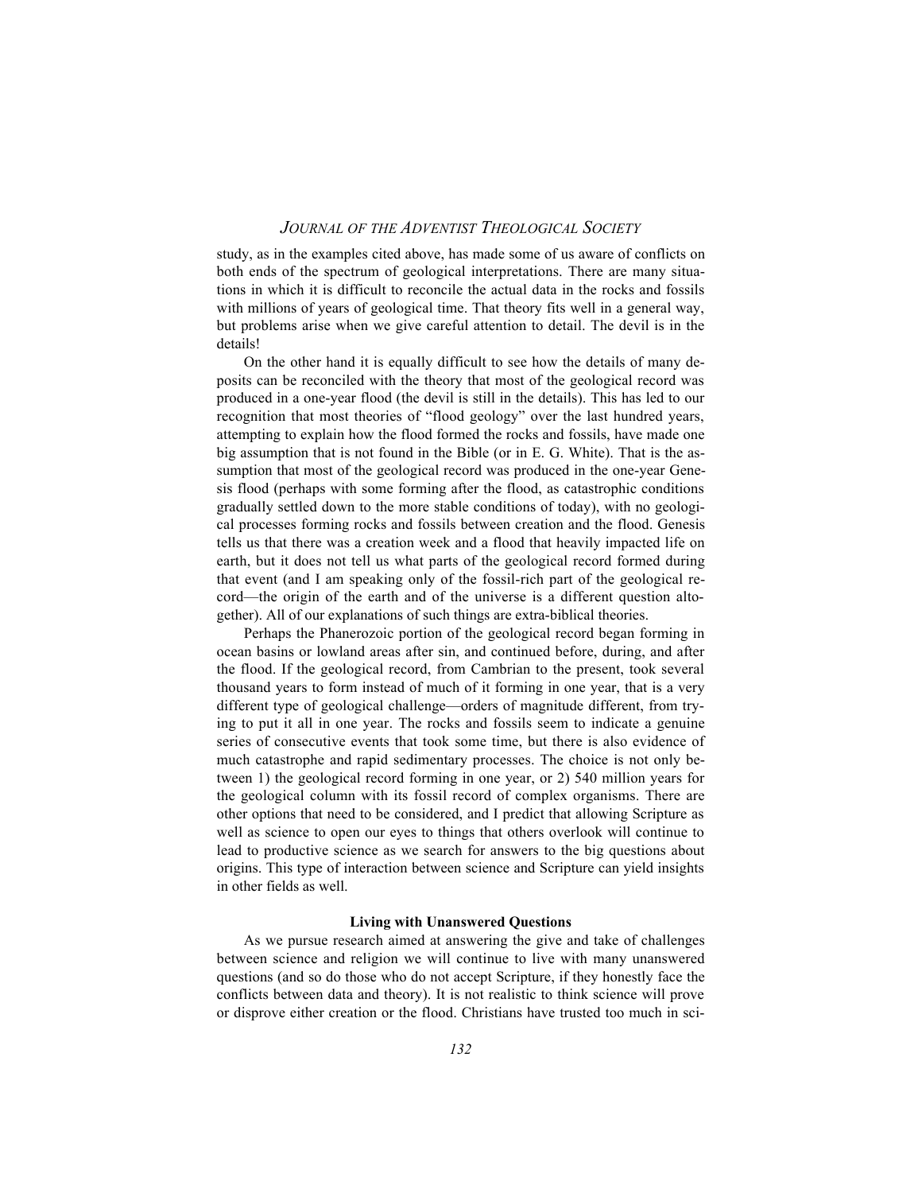study, as in the examples cited above, has made some of us aware of conflicts on both ends of the spectrum of geological interpretations. There are many situations in which it is difficult to reconcile the actual data in the rocks and fossils with millions of years of geological time. That theory fits well in a general way, but problems arise when we give careful attention to detail. The devil is in the details!

On the other hand it is equally difficult to see how the details of many deposits can be reconciled with the theory that most of the geological record was produced in a one-year flood (the devil is still in the details). This has led to our recognition that most theories of "flood geology" over the last hundred years, attempting to explain how the flood formed the rocks and fossils, have made one big assumption that is not found in the Bible (or in E. G. White). That is the assumption that most of the geological record was produced in the one-year Genesis flood (perhaps with some forming after the flood, as catastrophic conditions gradually settled down to the more stable conditions of today), with no geological processes forming rocks and fossils between creation and the flood. Genesis tells us that there was a creation week and a flood that heavily impacted life on earth, but it does not tell us what parts of the geological record formed during that event (and I am speaking only of the fossil-rich part of the geological record—the origin of the earth and of the universe is a different question altogether). All of our explanations of such things are extra-biblical theories.

Perhaps the Phanerozoic portion of the geological record began forming in ocean basins or lowland areas after sin, and continued before, during, and after the flood. If the geological record, from Cambrian to the present, took several thousand years to form instead of much of it forming in one year, that is a very different type of geological challenge—orders of magnitude different, from trying to put it all in one year. The rocks and fossils seem to indicate a genuine series of consecutive events that took some time, but there is also evidence of much catastrophe and rapid sedimentary processes. The choice is not only between 1) the geological record forming in one year, or 2) 540 million years for the geological column with its fossil record of complex organisms. There are other options that need to be considered, and I predict that allowing Scripture as well as science to open our eyes to things that others overlook will continue to lead to productive science as we search for answers to the big questions about origins. This type of interaction between science and Scripture can yield insights in other fields as well.

### Living with Unanswered Questions

As we pursue research aimed at answering the give and take of challenges between science and religion we will continue to live with many unanswered questions (and so do those who do not accept Scripture, if they honestly face the conflicts between data and theory). It is not realistic to think science will prove or disprove either creation or the flood. Christians have trusted too much in sci-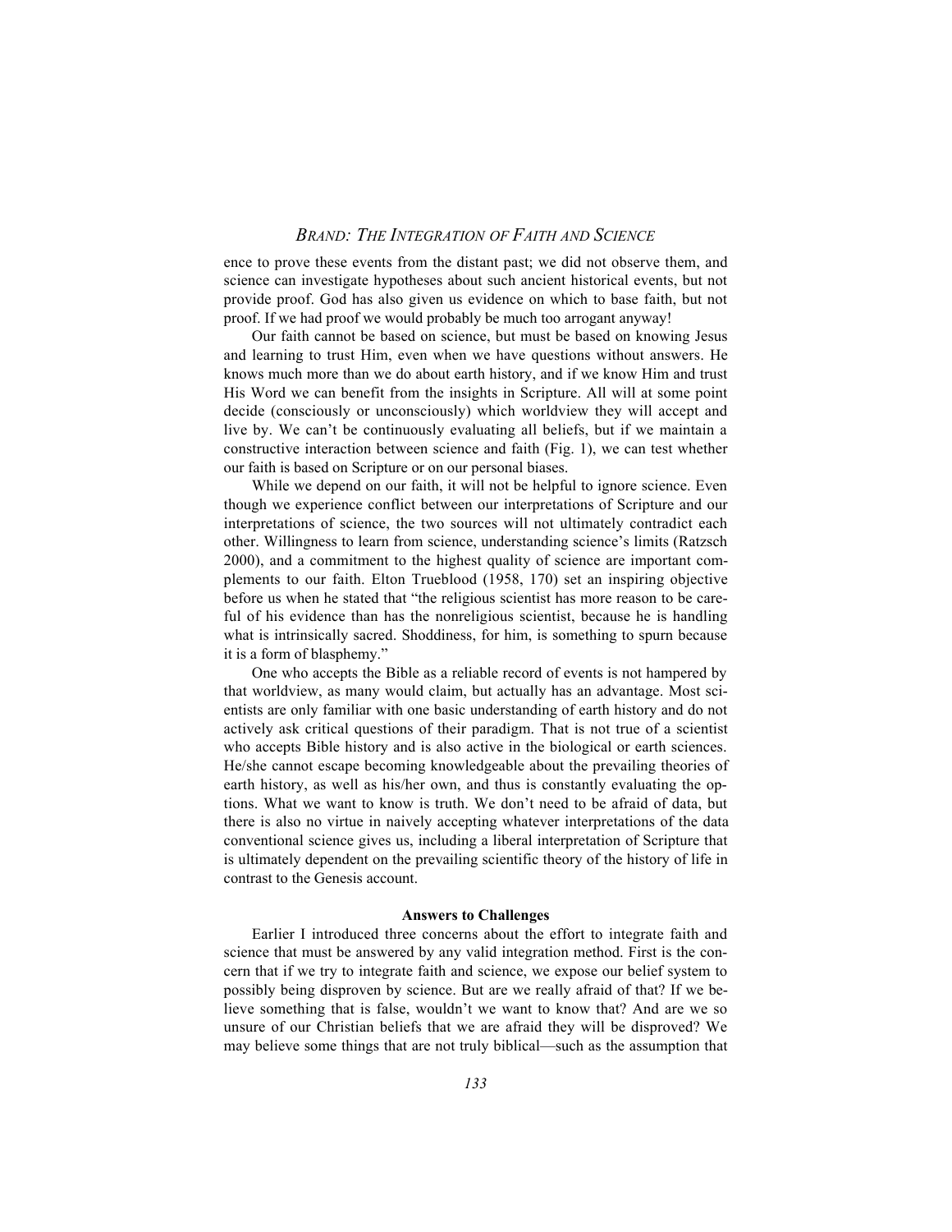ence to prove these events from the distant past; we did not observe them, and science can investigate hypotheses about such ancient historical events, but not provide proof. God has also given us evidence on which to base faith, but not proof. If we had proof we would probably be much too arrogant anyway!

Our faith cannot be based on science, but must be based on knowing Jesus and learning to trust Him, even when we have questions without answers. He knows much more than we do about earth history, and if we know Him and trust His Word we can benefit from the insights in Scripture. All will at some point decide (consciously or unconsciously) which worldview they will accept and live by. We can't be continuously evaluating all beliefs, but if we maintain a constructive interaction between science and faith (Fig. 1), we can test whether our faith is based on Scripture or on our personal biases.

While we depend on our faith, it will not be helpful to ignore science. Even though we experience conflict between our interpretations of Scripture and our interpretations of science, the two sources will not ultimately contradict each other. Willingness to learn from science, understanding science's limits (Ratzsch 2000), and a commitment to the highest quality of science are important complements to our faith. Elton Trueblood (1958, 170) set an inspiring objective before us when he stated that "the religious scientist has more reason to be careful of his evidence than has the nonreligious scientist, because he is handling what is intrinsically sacred. Shoddiness, for him, is something to spurn because it is a form of blasphemy."

One who accepts the Bible as a reliable record of events is not hampered by that worldview, as many would claim, but actually has an advantage. Most scientists are only familiar with one basic understanding of earth history and do not actively ask critical questions of their paradigm. That is not true of a scientist who accepts Bible history and is also active in the biological or earth sciences. He/she cannot escape becoming knowledgeable about the prevailing theories of earth history, as well as his/her own, and thus is constantly evaluating the options. What we want to know is truth. We don't need to be afraid of data, but there is also no virtue in naively accepting whatever interpretations of the data conventional science gives us, including a liberal interpretation of Scripture that is ultimately dependent on the prevailing scientific theory of the history of life in contrast to the Genesis account.

**Answers to Challenges**

Earlier I introduced three concerns about the effort to integrate faith and science that must be answered by any valid integration method. First is the concern that if we try to integrate faith and science, we expose our belief system to possibly being disproven by science. But are we really afraid of that? If we believe something that is false, wouldn't we want to know that? And are we so unsure of our Christian beliefs that we are afraid they will be disproved? We may believe some things that are not truly biblical—such as the assumption that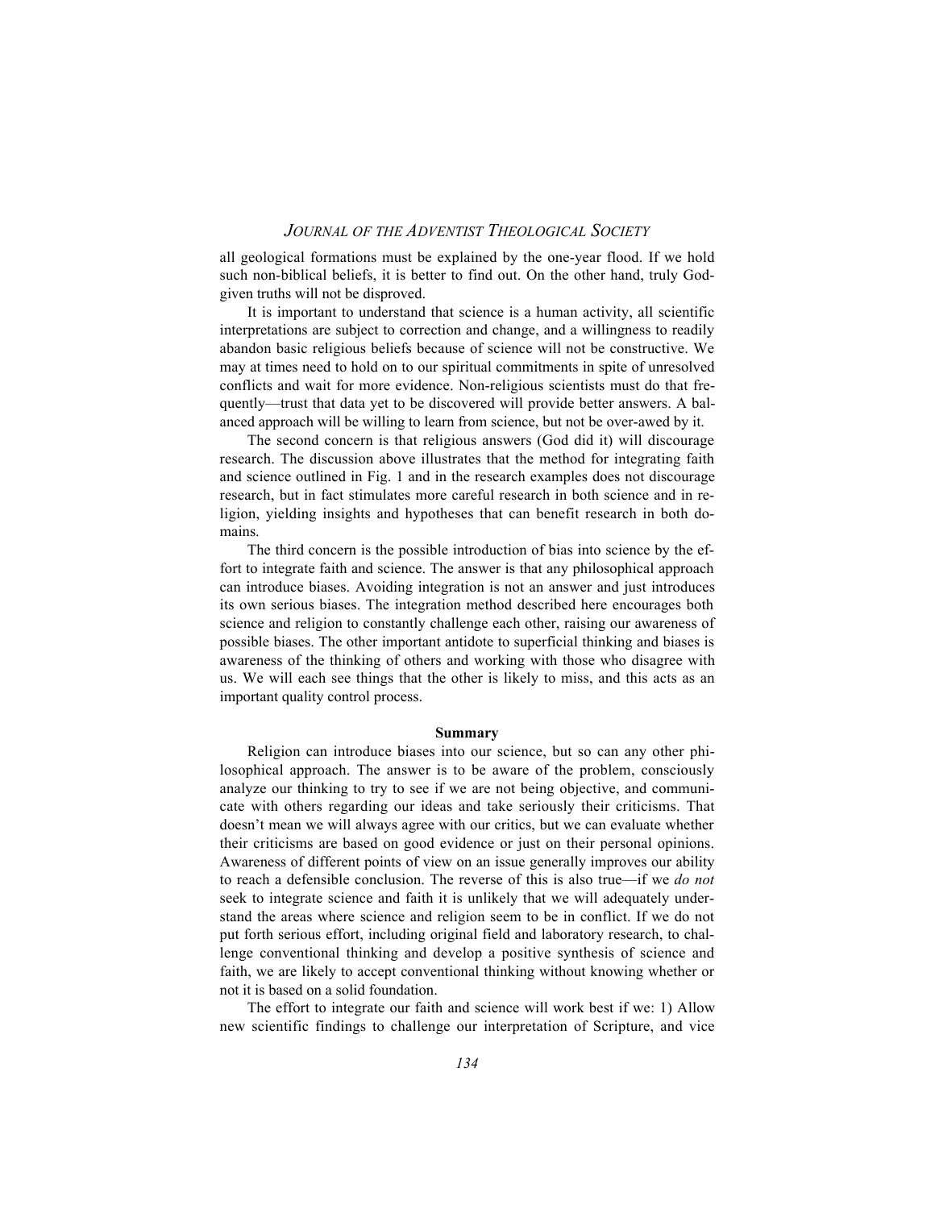all geological formations must be explained by the one-year flood. If we hold such non-biblical beliefs, it is better to find out. On the other hand, truly God-given truths will not be disproved.

It is important to understand that science is a human activity, all scientific interpretations are subject to correction and change, and a willingness to readily abandon basic religious beliefs because of science will not be constructive. We may at times need to hold on to our spiritual commitments in spite of unresolved conflicts and wait for more evidence. Non-religious scientists must do that frequently—trust that data yet to be discovered will provide better answers. A balanced approach will be willing to learn from science, but not be over-awed by it.

The second concern is that religious answers (God did it) will discourage research. The discussion above illustrates that the method for integrating faith and science outlined in Fig. 1 and in the research examples does not discourage research, but in fact stimulates more careful research in both science and in religion, yielding insights and hypotheses that can benefit research in both domains.

The third concern is the possible introduction of bias into science by the effort to integrate faith and science. The answer is that any philosophical approach can introduce biases. Avoiding integration is not an answer and just introduces its own serious biases. The integration method described here encourages both science and religion to constantly challenge each other, raising our awareness of possible biases. The other important antidote to superficial thinking and biases is awareness of the thinking of others and working with those who disagree with us. We will each see things that the other is likely to miss, and this acts as an important quality control process.

## Summary

Religion can introduce biases into our science, but so can any other philosophical approach. The answer is to be aware of the problem, consciously analyze our thinking to try to see if we are not being objective, and communicate with others regarding our ideas and take seriously their criticisms. That doesn't mean we will always agree with our critics, but we can evaluate whether their criticisms are based on good evidence or just on their personal opinions. Awareness of different points of view on an issue generally improves our ability to reach a defensible conclusion. The reverse of this is also true—if we *do not* seek to integrate science and faith it is unlikely that we will adequately understand the areas where science and religion seem to be in conflict. If we do not put forth serious effort, including original field and laboratory research, to challenge conventional thinking and develop a positive synthesis of science and faith, we are likely to accept conventional thinking without knowing whether or not it is based on a solid foundation.

The effort to integrate our faith and science will work best if we: 1) Allow new scientific findings to challenge our interpretation of Scripture, and vice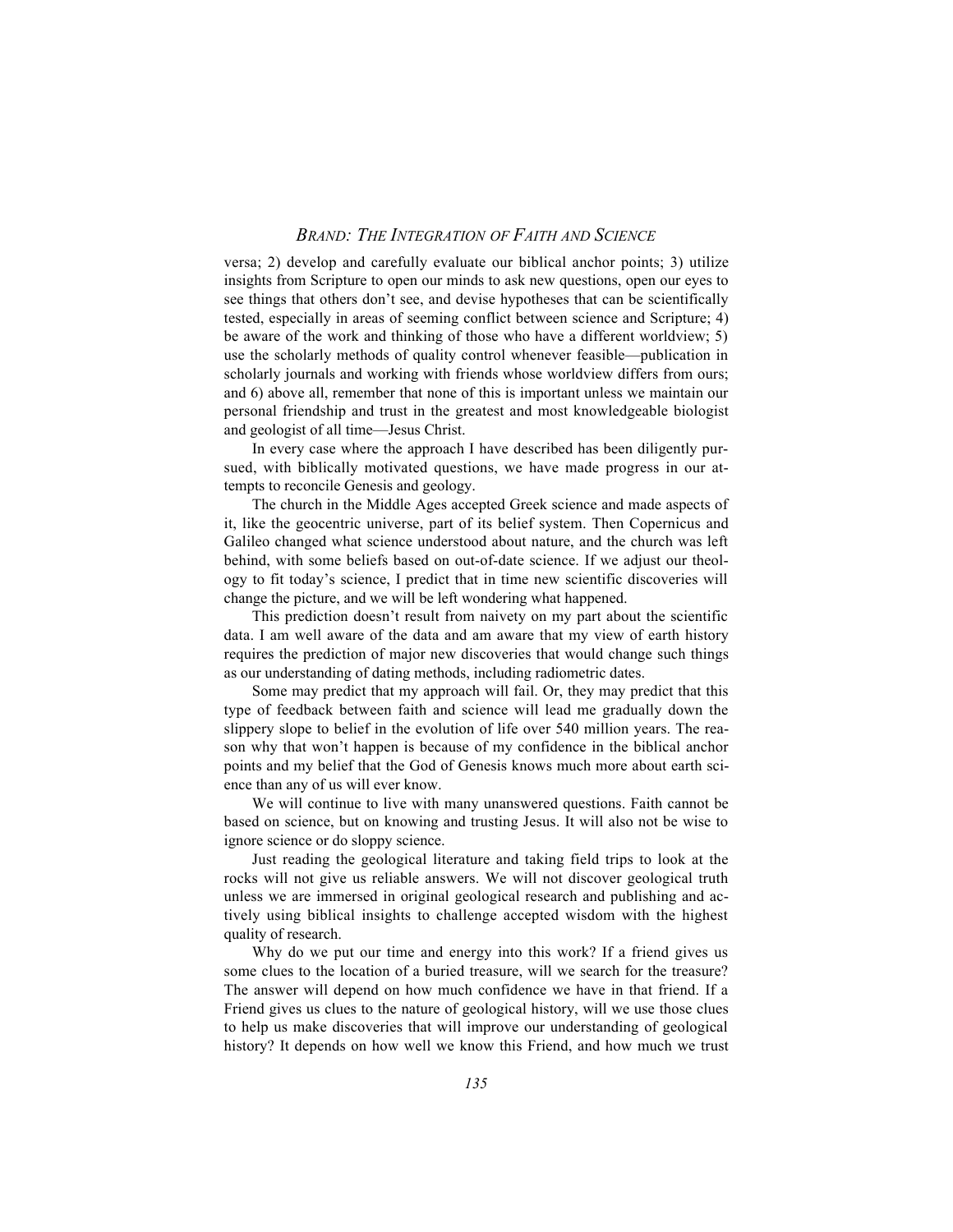versa; 2) develop and carefully evaluate our biblical anchor points; 3) utilize insights from Scripture to open our minds to ask new questions, open our eyes to see things that others don't see, and devise hypotheses that can be scientifically tested, especially in areas of seeming conflict between science and Scripture; 4) be aware of the work and thinking of those who have a different worldview; 5) use the scholarly methods of quality control whenever feasible—publication in scholarly journals and working with friends whose worldview differs from ours; and 6) above all, remember that none of this is important unless we maintain our personal friendship and trust in the greatest and most knowledgeable biologist and geologist of all time—Jesus Christ.

In every case where the approach I have described has been diligently pursued, with biblically motivated questions, we have made progress in our attempts to reconcile Genesis and geology.

The church in the Middle Ages accepted Greek science and made aspects of it, like the geocentric universe, part of its belief system. Then Copernicus and Galileo changed what science understood about nature, and the church was left behind, with some beliefs based on out-of-date science. If we adjust our theology to fit today's science, I predict that in time new scientific discoveries will change the picture, and we will be left wondering what happened.

This prediction doesn't result from naivety on my part about the scientific data. I am well aware of the data and am aware that my view of earth history requires the prediction of major new discoveries that would change such things as our understanding of dating methods, including radiometric dates.

Some may predict that my approach will fail. Or, they may predict that this type of feedback between faith and science will lead me gradually down the slippery slope to belief in the evolution of life over 540 million years. The reason why that won't happen is because of my confidence in the biblical anchor points and my belief that the God of Genesis knows much more about earth science than any of us will ever know.

We will continue to live with many unanswered questions. Faith cannot be based on science, but on knowing and trusting Jesus. It will also not be wise to ignore science or do sloppy science.

Just reading the geological literature and taking field trips to look at the rocks will not give us reliable answers. We will not discover geological truth unless we are immersed in original geological research and publishing and actively using biblical insights to challenge accepted wisdom with the highest quality of research.

Why do we put our time and energy into this work? If a friend gives us some clues to the location of a buried treasure, will we search for the treasure? The answer will depend on how much confidence we have in that friend. If a Friend gives us clues to the nature of geological history, will we use those clues to help us make discoveries that will improve our understanding of geological history? It depends on how well we know this Friend, and how much we trust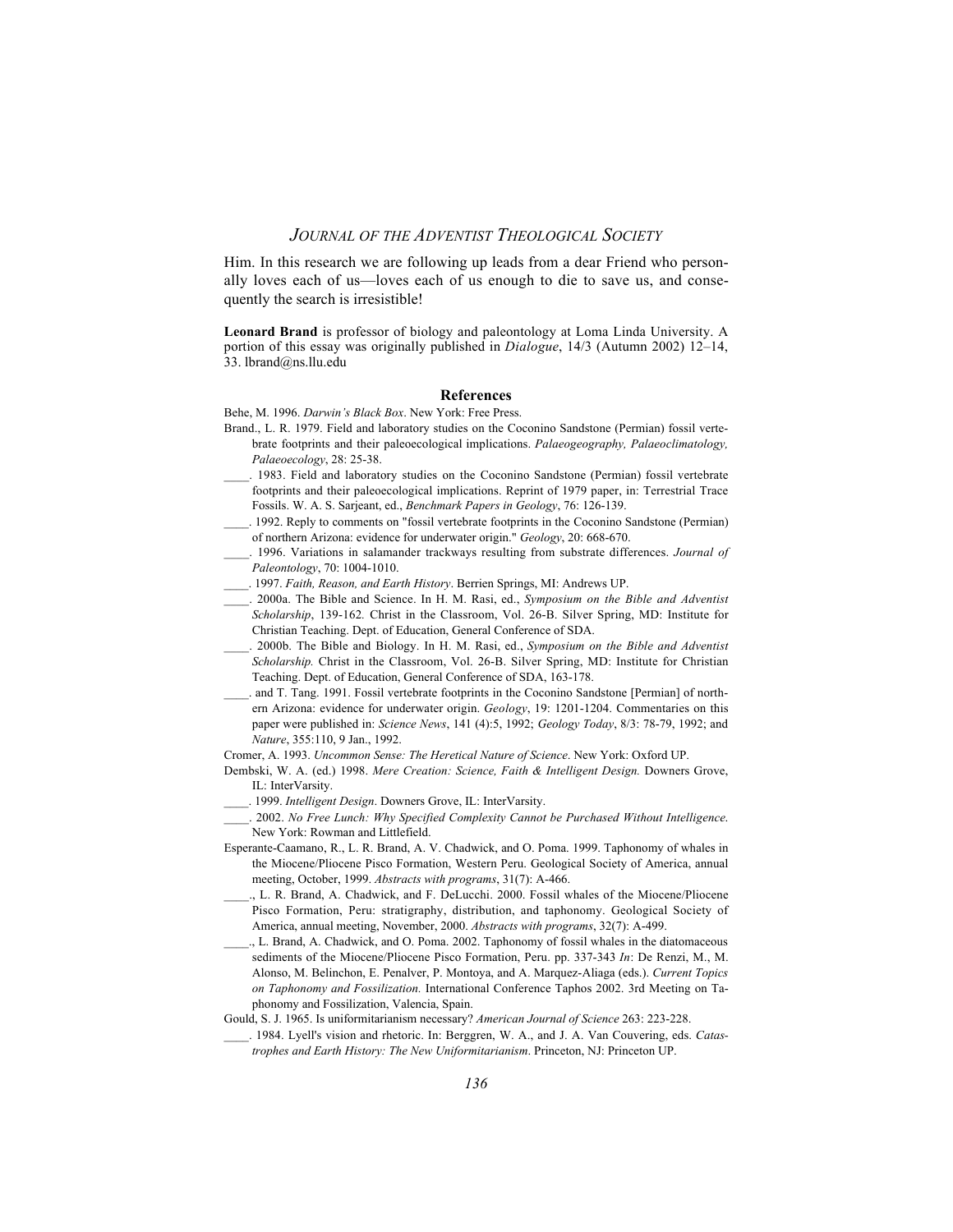Him. In this research we are following up leads from a dear Friend who personally loves each of us—loves each of us enough to die to save us, and consequently the search is irresistible!

**Leonard Brand** is professor of biology and paleontology at Loma Linda University. A portion of this essay was originally published in *Dialogue*, 14/3 (Autumn 2002) 12–14, 33. lbrand@ns.llu.edu

## References

Behe, M. 1996. *Darwin's Black Box*. New York: Free Press.

Brand., L. R. 1979. Field and laboratory studies on the Coconino Sandstone (Permian) fossil vertebrate footprints and their paleoecological implications. *Palaeogeography, Palaeoclimatology, Palaeoecology*, 28: 25-38.

____. 1983. Field and laboratory studies on the Coconino Sandstone (Permian) fossil vertebrate footprints and their paleoecological implications. Reprint of 1979 paper, in: Terrestrial Trace Fossils. W. A. S. Sarjeant, ed., *Benchmark Papers in Geology*, 76: 126-139.

____. 1992. Reply to comments on "fossil vertebrate footprints in the Coconino Sandstone (Permian) of northern Arizona: evidence for underwater origin." *Geology*, 20: 668-670.

____. 1996. Variations in salamander trackways resulting from substrate differences. *Journal of Paleontology*, 70: 1004-1010.

____. 1997. *Faith, Reason, and Earth History*. Berrien Springs, MI: Andrews UP.

____. 2000a. The Bible and Science. In H. M. Rasi, ed., *Symposium on the Bible and Adventist Scholarship*, 139-162. Christ in the Classroom, Vol. 26-B. Silver Spring, MD: Institute for Christian Teaching. Dept. of Education, General Conference of SDA.

____. 2000b. The Bible and Biology. In H. M. Rasi, ed., *Symposium on the Bible and Adventist Scholarship.* Christ in the Classroom, Vol. 26-B. Silver Spring, MD: Institute for Christian Teaching. Dept. of Education, General Conference of SDA, 163-178.

____. and T. Tang. 1991. Fossil vertebrate footprints in the Coconino Sandstone [Permian] of northern Arizona: evidence for underwater origin. *Geology*, 19: 1201-1204. Commentaries on this paper were published in: *Science News*, 141 (4):5, 1992; *Geology Today*, 8/3: 78-79, 1992; and *Nature*, 355:110, 9 Jan., 1992.

Cromer, A. 1993. *Uncommon Sense: The Heretical Nature of Science*. New York: Oxford UP.

Dembski, W. A. (ed.) 1998. *Mere Creation: Science, Faith & Intelligent Design.* Downers Grove, IL: InterVarsity.

____. 1999. *Intelligent Design*. Downers Grove, IL: InterVarsity.

____. 2002. *No Free Lunch: Why Specified Complexity Cannot be Purchased Without Intelligence.* New York: Rowman and Littlefield.

Esperante-Caamano, R., L. R. Brand, A. V. Chadwick, and O. Poma. 1999. Taphonomy of whales in the Miocene/Pliocene Pisco Formation, Western Peru. Geological Society of America, annual meeting, October, 1999. *Abstracts with programs*, 31(7): A-466.

____., L. R. Brand, A. Chadwick, and F. DeLucchi. 2000. Fossil whales of the Miocene/Pliocene Pisco Formation, Peru: stratigraphy, distribution, and taphonomy. Geological Society of America, annual meeting, November, 2000. *Abstracts with programs*, 32(7): A-499.

____., L. Brand, A. Chadwick, and O. Poma. 2002. Taphonomy of fossil whales in the diatomaceous sediments of the Miocene/Pliocene Pisco Formation, Peru. pp. 337-343 *In*: De Renzi, M., M. Alonso, M. Belinchon, E. Penalver, P. Montoya, and A. Marquez-Aliaga (eds.). *Current Topics on Taphonomy and Fossilization.* International Conference Taphos 2002. 3rd Meeting on Taphonomy and Fossilization, Valencia, Spain.

Gould, S. J. 1965. Is uniformitarianism necessary? *American Journal of Science* 263: 223-228.

____. 1984. Lyell's vision and rhetoric. In: Berggren, W. A., and J. A. Van Couvering, eds. *Catastrophes and Earth History: The New Uniformitarianism*. Princeton, NJ: Princeton UP.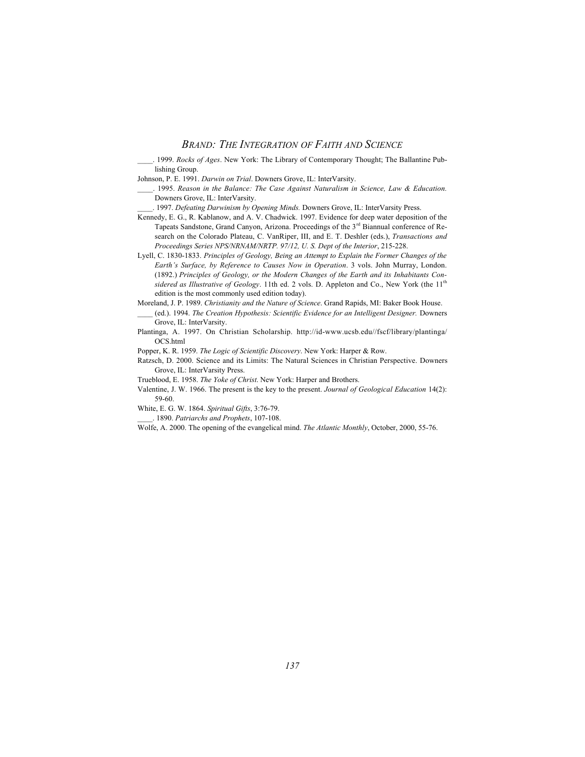____. 1999. *Rocks of Ages*. New York: The Library of Contemporary Thought; The Ballantine Publishing Group.

Johnson, P. E. 1991. *Darwin on Trial*. Downers Grove, IL: InterVarsity.

____. 1995. *Reason in the Balance: The Case Against Naturalism in Science, Law & Education.* Downers Grove, IL: InterVarsity.

____. 1997. *Defeating Darwinism by Opening Minds.* Downers Grove, IL: InterVarsity Press.

Kennedy, E. G., R. Kablanow, and A. V. Chadwick. 1997. Evidence for deep water deposition of the Tapeats Sandstone, Grand Canyon, Arizona. Proceedings of the 3rd Biannual conference of Research on the Colorado Plateau, C. VanRiper, III, and E. T. Deshler (eds.), *Transactions and Proceedings Series NPS/NRNAM/NRTP. 97/12, U. S. Dept of the Interior*, 215-228.

Lyell, C. 1830-1833. *Principles of Geology, Being an Attempt to Explain the Former Changes of the Earth's Surface, by Reference to Causes Now in Operation*. 3 vols. John Murray, London. (1892.) *Principles of Geology, or the Modern Changes of the Earth and its Inhabitants Considered as Illustrative of Geology*. 11th ed. 2 vols. D. Appleton and Co., New York (the 11th edition is the most commonly used edition today).

Moreland, J. P. 1989. *Christianity and the Nature of Science*. Grand Rapids, MI: Baker Book House.

____ (ed.). 1994. *The Creation Hypothesis: Scientific Evidence for an Intelligent Designer.* Downers Grove, IL: InterVarsity.

Plantinga, A. 1997. On Christian Scholarship. http://id-www.ucsb.edu//fscf/library/plantinga/OCS.html

Popper, K. R. 1959. *The Logic of Scientific Discovery*. New York: Harper & Row.

Ratzsch, D. 2000. Science and its Limits: The Natural Sciences in Christian Perspective. Downers Grove, IL: InterVarsity Press.

Trueblood, E. 1958. *The Yoke of Christ*. New York: Harper and Brothers.

Valentine, J. W. 1966. The present is the key to the present. *Journal of Geological Education* 14(2): 59-60.

White, E. G. W. 1864. *Spiritual Gifts*, 3:76-79.

____. 1890. *Patriarchs and Prophets*, 107-108.

Wolfe, A. 2000. The opening of the evangelical mind. *The Atlantic Monthly*, October, 2000, 55-76.